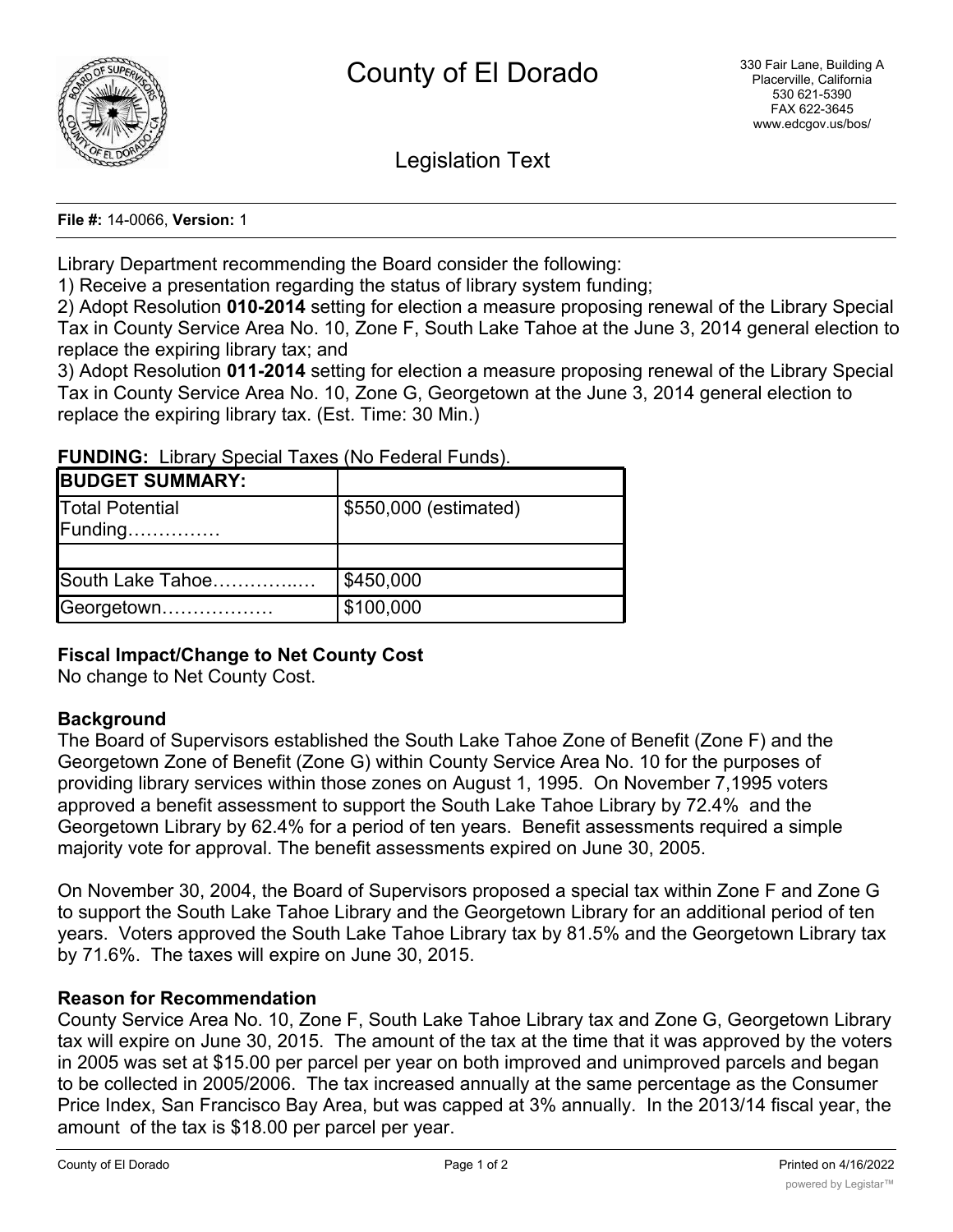# County of El Dorado

330 Fair Lane, Building A
Placerville, California
530 621-5390
FAX 622-3645
www.edcgov.us/bos/

## Legislation Text

**File #:** 14-0066, **Version:** 1

Library Department recommending the Board consider the following:
1) Receive a presentation regarding the status of library system funding;
2) Adopt Resolution **010-2014** setting for election a measure proposing renewal of the Library Special Tax in County Service Area No. 10, Zone F, South Lake Tahoe at the June 3, 2014 general election to replace the expiring library tax; and
3) Adopt Resolution **011-2014** setting for election a measure proposing renewal of the Library Special Tax in County Service Area No. 10, Zone G, Georgetown at the June 3, 2014 general election to replace the expiring library tax. (Est. Time: 30 Min.)

**FUNDING:** Library Special Taxes (No Federal Funds).

| BUDGET SUMMARY: | |
|---|---|
| Total Potential Funding…………… | $550,000 (estimated) |
| | |
| South Lake Tahoe…………..… | $450,000 |
| Georgetown……………… | $100,000 |

**Fiscal Impact/Change to Net County Cost**
No change to Net County Cost.

**Background**
The Board of Supervisors established the South Lake Tahoe Zone of Benefit (Zone F) and the Georgetown Zone of Benefit (Zone G) within County Service Area No. 10 for the purposes of providing library services within those zones on August 1, 1995. On November 7,1995 voters approved a benefit assessment to support the South Lake Tahoe Library by 72.4% and the Georgetown Library by 62.4% for a period of ten years. Benefit assessments required a simple majority vote for approval. The benefit assessments expired on June 30, 2005.

On November 30, 2004, the Board of Supervisors proposed a special tax within Zone F and Zone G to support the South Lake Tahoe Library and the Georgetown Library for an additional period of ten years. Voters approved the South Lake Tahoe Library tax by 81.5% and the Georgetown Library tax by 71.6%. The taxes will expire on June 30, 2015.

**Reason for Recommendation**
County Service Area No. 10, Zone F, South Lake Tahoe Library tax and Zone G, Georgetown Library tax will expire on June 30, 2015. The amount of the tax at the time that it was approved by the voters in 2005 was set at $15.00 per parcel per year on both improved and unimproved parcels and began to be collected in 2005/2006. The tax increased annually at the same percentage as the Consumer Price Index, San Francisco Bay Area, but was capped at 3% annually. In the 2013/14 fiscal year, the amount of the tax is $18.00 per parcel per year.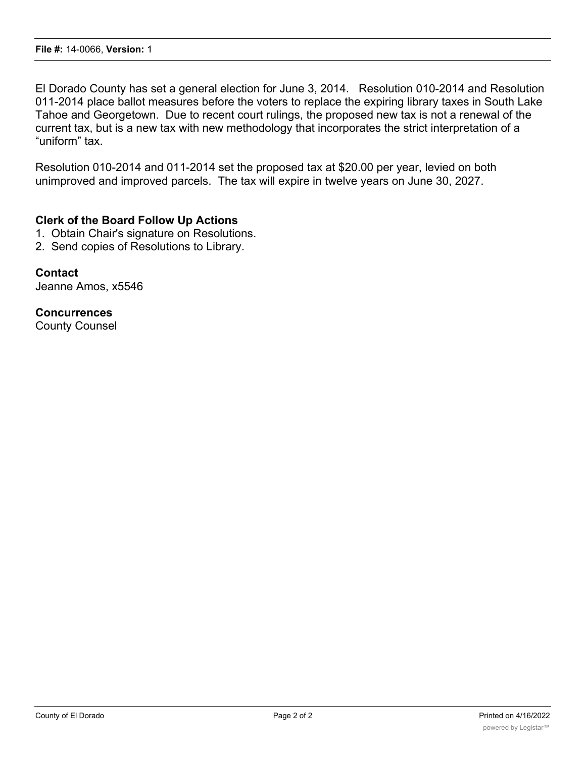El Dorado County has set a general election for June 3, 2014. Resolution 010-2014 and Resolution 011-2014 place ballot measures before the voters to replace the expiring library taxes in South Lake Tahoe and Georgetown. Due to recent court rulings, the proposed new tax is not a renewal of the current tax, but is a new tax with new methodology that incorporates the strict interpretation of a "uniform" tax.

Resolution 010-2014 and 011-2014 set the proposed tax at $20.00 per year, levied on both unimproved and improved parcels. The tax will expire in twelve years on June 30, 2027.

**Clerk of the Board Follow Up Actions**

1. Obtain Chair's signature on Resolutions.
2. Send copies of Resolutions to Library.

**Contact**

Jeanne Amos, x5546

**Concurrences**

County Counsel